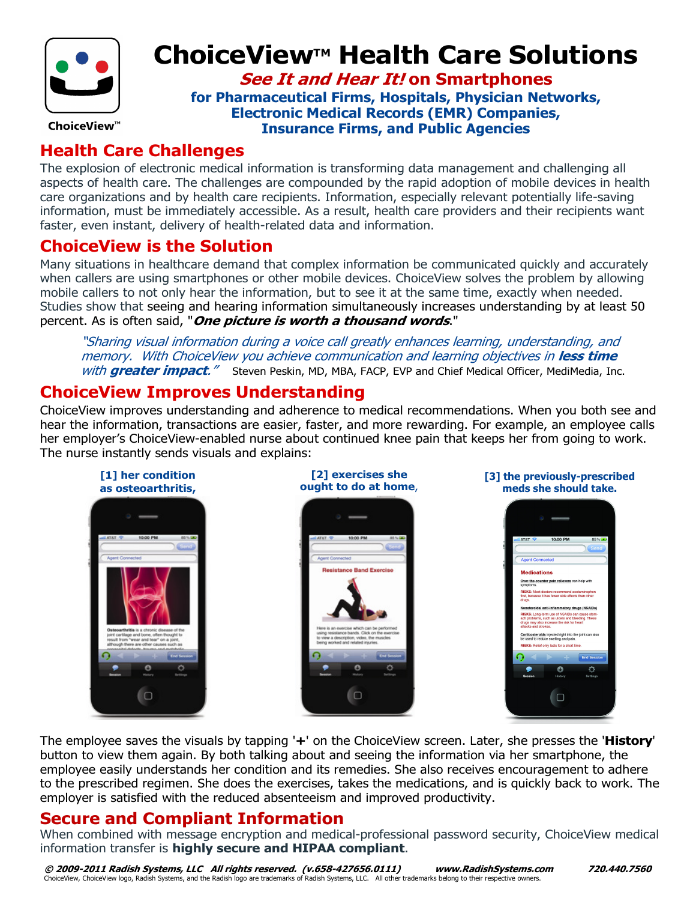ChoiceView™

# ChoiceView™ Health Care Solutions

## *See It and Hear It!* on Smartphones

### for Pharmaceutical Firms, Hospitals, Physician Networks, Electronic Medical Records (EMR) Companies, Insurance Firms, and Public Agencies

## Health Care Challenges

The explosion of electronic medical information is transforming data management and challenging all aspects of health care. The challenges are compounded by the rapid adoption of mobile devices in health care organizations and by health care recipients. Information, especially relevant potentially life-saving information, must be immediately accessible. As a result, health care providers and their recipients want faster, even instant, delivery of health-related data and information.

## ChoiceView is the Solution

Many situations in healthcare demand that complex information be communicated quickly and accurately when callers are using smartphones or other mobile devices. ChoiceView solves the problem by allowing mobile callers to not only hear the information, but to see it at the same time, exactly when needed. Studies show that seeing and hearing information simultaneously increases understanding by at least 50 percent. As is often said, "***One picture is worth a thousand words***."

> *"Sharing visual information during a voice call greatly enhances learning, understanding, and memory. With ChoiceView you achieve communication and learning objectives in **less time** with **greater impact**."* Steven Peskin, MD, MBA, FACP, EVP and Chief Medical Officer, MediMedia, Inc.

## ChoiceView Improves Understanding

ChoiceView improves understanding and adherence to medical recommendations. When you both see and hear the information, transactions are easier, faster, and more rewarding. For example, an employee calls her employer's ChoiceView-enabled nurse about continued knee pain that keeps her from going to work. The nurse instantly sends visuals and explains:

**[1] her condition as osteoarthritis,**

**[2] exercises she ought to do at home,**

**[3] the previously-prescribed meds she should take.**

The employee saves the visuals by tapping '**+**' on the ChoiceView screen. Later, she presses the '**History**' button to view them again. By both talking about and seeing the information via her smartphone, the employee easily understands her condition and its remedies. She also receives encouragement to adhere to the prescribed regimen. She does the exercises, takes the medications, and is quickly back to work. The employer is satisfied with the reduced absenteeism and improved productivity.

## Secure and Compliant Information

When combined with message encryption and medical-professional password security, ChoiceView medical information transfer is **highly secure and HIPAA compliant**.

***© 2009-2011 Radish Systems, LLC All rights reserved. (v.658-427656.0111) www.RadishSystems.com 720.440.7560***

ChoiceView, ChoiceView logo, Radish Systems, and the Radish logo are trademarks of Radish Systems, LLC. All other trademarks belong to their respective owners.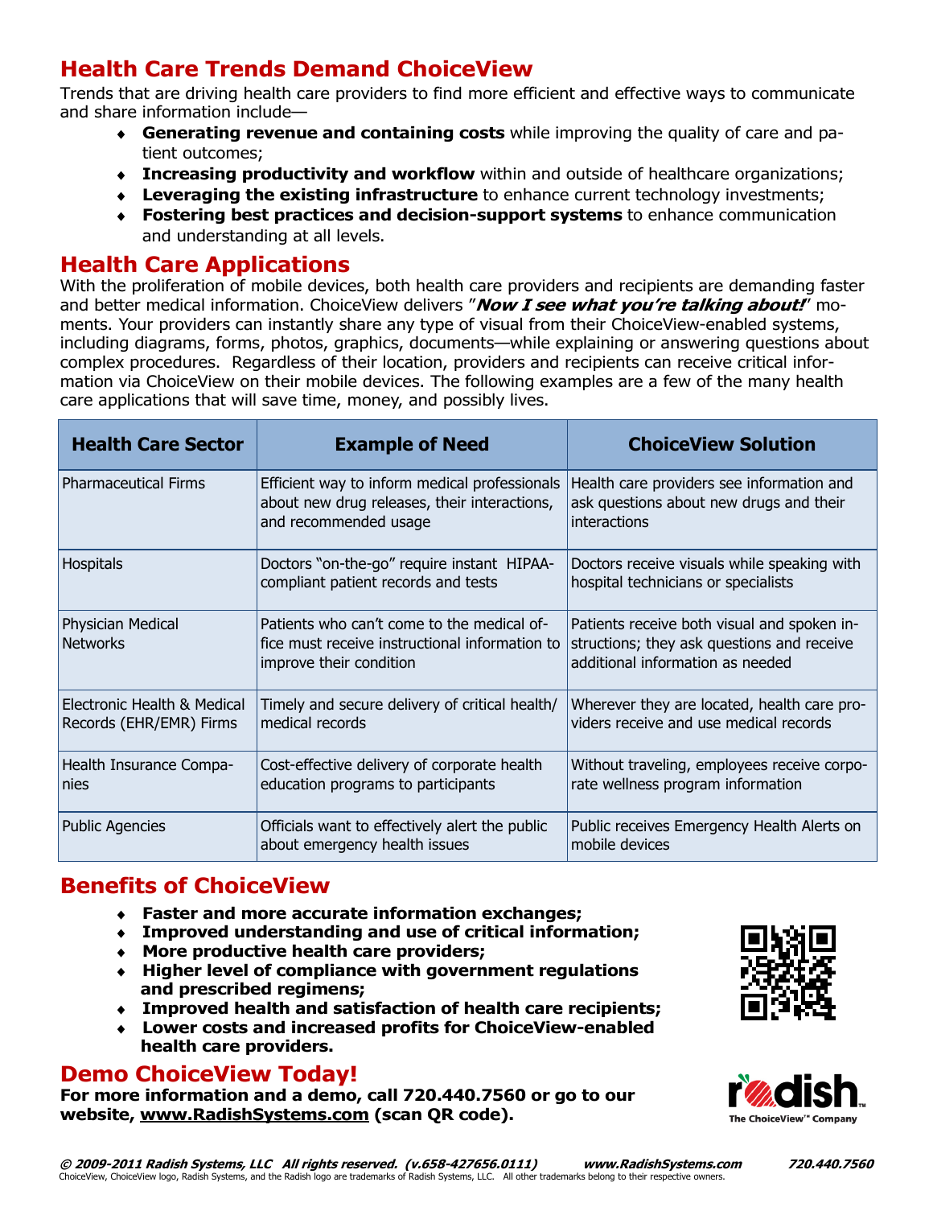## Health Care Trends Demand ChoiceView

Trends that are driving health care providers to find more efficient and effective ways to communicate and share information include—

- **Generating revenue and containing costs** while improving the quality of care and patient outcomes;
- **Increasing productivity and workflow** within and outside of healthcare organizations;
- **Leveraging the existing infrastructure** to enhance current technology investments;
- **Fostering best practices and decision-support systems** to enhance communication and understanding at all levels.

## Health Care Applications

With the proliferation of mobile devices, both health care providers and recipients are demanding faster and better medical information. ChoiceView delivers "***Now I see what you're talking about!***" moments. Your providers can instantly share any type of visual from their ChoiceView-enabled systems, including diagrams, forms, photos, graphics, documents—while explaining or answering questions about complex procedures. Regardless of their location, providers and recipients can receive critical information via ChoiceView on their mobile devices. The following examples are a few of the many health care applications that will save time, money, and possibly lives.

| Health Care Sector | Example of Need | ChoiceView Solution |
|---|---|---|
| Pharmaceutical Firms | Efficient way to inform medical professionals about new drug releases, their interactions, and recommended usage | Health care providers see information and ask questions about new drugs and their interactions |
| Hospitals | Doctors "on-the-go" require instant HIPAA-compliant patient records and tests | Doctors receive visuals while speaking with hospital technicians or specialists |
| Physician Medical Networks | Patients who can't come to the medical office must receive instructional information to improve their condition | Patients receive both visual and spoken instructions; they ask questions and receive additional information as needed |
| Electronic Health & Medical Records (EHR/EMR) Firms | Timely and secure delivery of critical health/medical records | Wherever they are located, health care providers receive and use medical records |
| Health Insurance Companies | Cost-effective delivery of corporate health education programs to participants | Without traveling, employees receive corporate wellness program information |
| Public Agencies | Officials want to effectively alert the public about emergency health issues | Public receives Emergency Health Alerts on mobile devices |

## Benefits of ChoiceView

- **Faster and more accurate information exchanges;**
- **Improved understanding and use of critical information;**
- **More productive health care providers;**
- **Higher level of compliance with government regulations and prescribed regimens;**
- **Improved health and satisfaction of health care recipients;**
- **Lower costs and increased profits for ChoiceView-enabled health care providers.**

## Demo ChoiceView Today!

**For more information and a demo, call 720.440.7560 or go to our website, www.RadishSystems.com (scan QR code).**

radish
The ChoiceView™ Company

***© 2009-2011 Radish Systems, LLC All rights reserved. (v.658-427656.0111) www.RadishSystems.com 720.440.7560***

ChoiceView, ChoiceView logo, Radish Systems, and the Radish logo are trademarks of Radish Systems, LLC. All other trademarks belong to their respective owners.